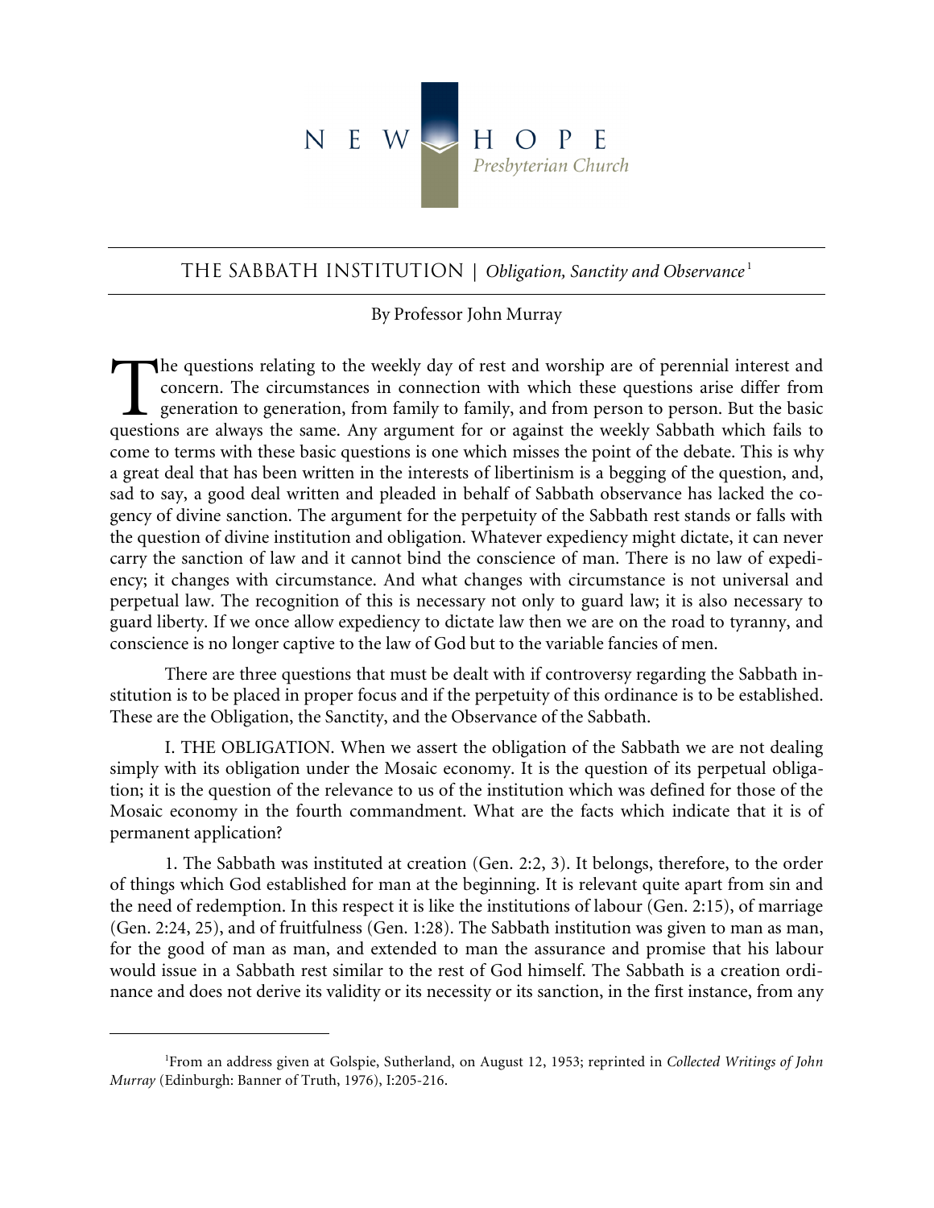NEW HOPE
Presbyterian Church

# THE SABBATH INSTITUTION | *Obligation, Sanctity and Observance*[1]

By Professor John Murray

The questions relating to the weekly day of rest and worship are of perennial interest and concern. The circumstances in connection with which these questions arise differ from generation to generation, from family to family, and from person to person. But the basic questions are always the same. Any argument for or against the weekly Sabbath which fails to come to terms with these basic questions is one which misses the point of the debate. This is why a great deal that has been written in the interests of libertinism is a begging of the question, and, sad to say, a good deal written and pleaded in behalf of Sabbath observance has lacked the cogency of divine sanction. The argument for the perpetuity of the Sabbath rest stands or falls with the question of divine institution and obligation. Whatever expediency might dictate, it can never carry the sanction of law and it cannot bind the conscience of man. There is no law of expediency; it changes with circumstance. And what changes with circumstance is not universal and perpetual law. The recognition of this is necessary not only to guard law; it is also necessary to guard liberty. If we once allow expediency to dictate law then we are on the road to tyranny, and conscience is no longer captive to the law of God but to the variable fancies of men.

There are three questions that must be dealt with if controversy regarding the Sabbath institution is to be placed in proper focus and if the perpetuity of this ordinance is to be established. These are the Obligation, the Sanctity, and the Observance of the Sabbath.

I. THE OBLIGATION. When we assert the obligation of the Sabbath we are not dealing simply with its obligation under the Mosaic economy. It is the question of its perpetual obligation; it is the question of the relevance to us of the institution which was defined for those of the Mosaic economy in the fourth commandment. What are the facts which indicate that it is of permanent application?

1. The Sabbath was instituted at creation (Gen. 2:2, 3). It belongs, therefore, to the order of things which God established for man at the beginning. It is relevant quite apart from sin and the need of redemption. In this respect it is like the institutions of labour (Gen. 2:15), of marriage (Gen. 2:24, 25), and of fruitfulness (Gen. 1:28). The Sabbath institution was given to man as man, for the good of man as man, and extended to man the assurance and promise that his labour would issue in a Sabbath rest similar to the rest of God himself. The Sabbath is a creation ordinance and does not derive its validity or its necessity or its sanction, in the first instance, from any

[1] From an address given at Golspie, Sutherland, on August 12, 1953; reprinted in *Collected Writings of John Murray* (Edinburgh: Banner of Truth, 1976), I:205-216.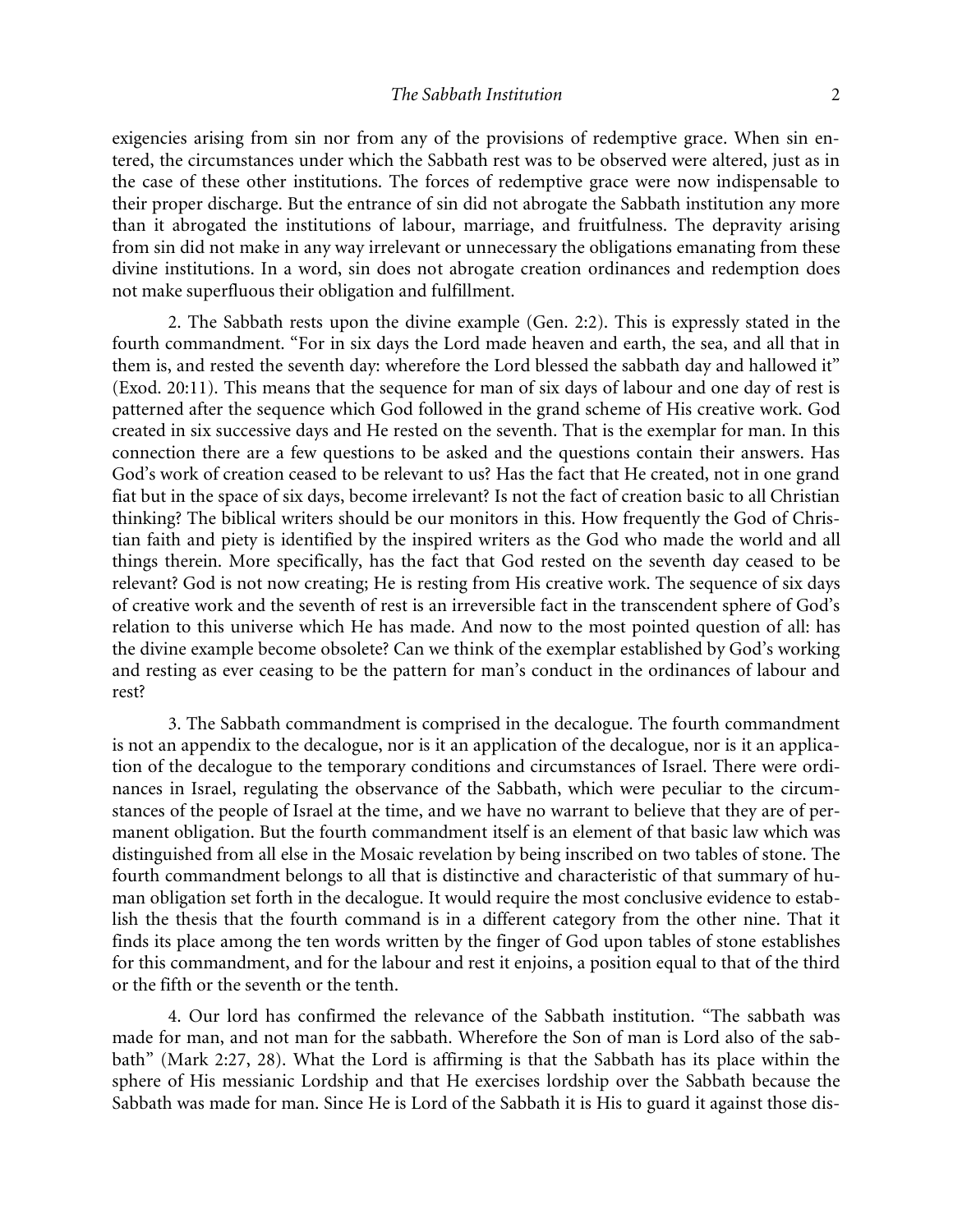exigencies arising from sin nor from any of the provisions of redemptive grace. When sin entered, the circumstances under which the Sabbath rest was to be observed were altered, just as in the case of these other institutions. The forces of redemptive grace were now indispensable to their proper discharge. But the entrance of sin did not abrogate the Sabbath institution any more than it abrogated the institutions of labour, marriage, and fruitfulness. The depravity arising from sin did not make in any way irrelevant or unnecessary the obligations emanating from these divine institutions. In a word, sin does not abrogate creation ordinances and redemption does not make superfluous their obligation and fulfillment.

2. The Sabbath rests upon the divine example (Gen. 2:2). This is expressly stated in the fourth commandment. "For in six days the Lord made heaven and earth, the sea, and all that in them is, and rested the seventh day: wherefore the Lord blessed the sabbath day and hallowed it" (Exod. 20:11). This means that the sequence for man of six days of labour and one day of rest is patterned after the sequence which God followed in the grand scheme of His creative work. God created in six successive days and He rested on the seventh. That is the exemplar for man. In this connection there are a few questions to be asked and the questions contain their answers. Has God's work of creation ceased to be relevant to us? Has the fact that He created, not in one grand fiat but in the space of six days, become irrelevant? Is not the fact of creation basic to all Christian thinking? The biblical writers should be our monitors in this. How frequently the God of Christian faith and piety is identified by the inspired writers as the God who made the world and all things therein. More specifically, has the fact that God rested on the seventh day ceased to be relevant? God is not now creating; He is resting from His creative work. The sequence of six days of creative work and the seventh of rest is an irreversible fact in the transcendent sphere of God's relation to this universe which He has made. And now to the most pointed question of all: has the divine example become obsolete? Can we think of the exemplar established by God's working and resting as ever ceasing to be the pattern for man's conduct in the ordinances of labour and rest?

3. The Sabbath commandment is comprised in the decalogue. The fourth commandment is not an appendix to the decalogue, nor is it an application of the decalogue, nor is it an application of the decalogue to the temporary conditions and circumstances of Israel. There were ordinances in Israel, regulating the observance of the Sabbath, which were peculiar to the circumstances of the people of Israel at the time, and we have no warrant to believe that they are of permanent obligation. But the fourth commandment itself is an element of that basic law which was distinguished from all else in the Mosaic revelation by being inscribed on two tables of stone. The fourth commandment belongs to all that is distinctive and characteristic of that summary of human obligation set forth in the decalogue. It would require the most conclusive evidence to establish the thesis that the fourth command is in a different category from the other nine. That it finds its place among the ten words written by the finger of God upon tables of stone establishes for this commandment, and for the labour and rest it enjoins, a position equal to that of the third or the fifth or the seventh or the tenth.

4. Our lord has confirmed the relevance of the Sabbath institution. "The sabbath was made for man, and not man for the sabbath. Wherefore the Son of man is Lord also of the sabbath" (Mark 2:27, 28). What the Lord is affirming is that the Sabbath has its place within the sphere of His messianic Lordship and that He exercises lordship over the Sabbath because the Sabbath was made for man. Since He is Lord of the Sabbath it is His to guard it against those dis-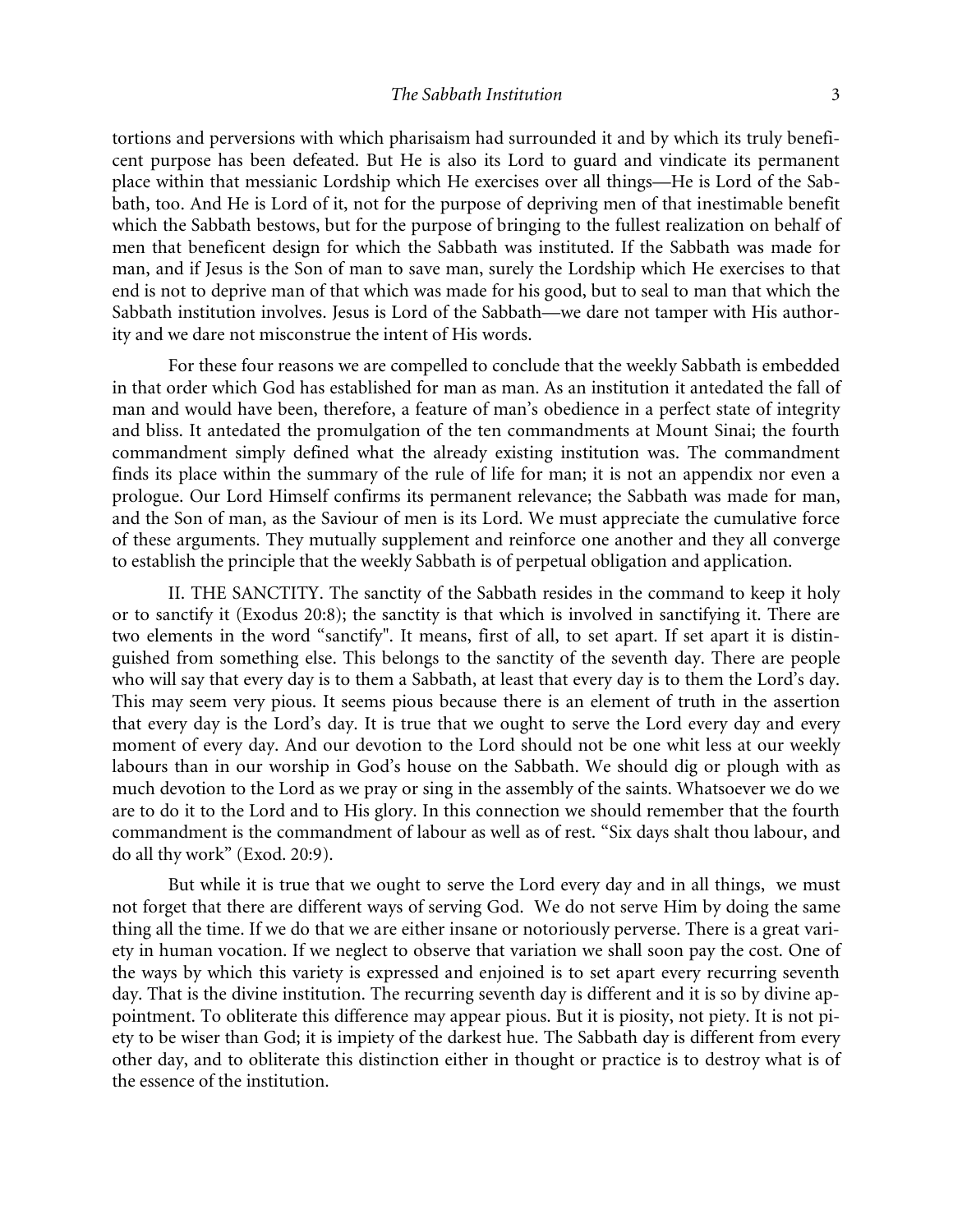tortions and perversions with which pharisaism had surrounded it and by which its truly beneficent purpose has been defeated. But He is also its Lord to guard and vindicate its permanent place within that messianic Lordship which He exercises over all things—He is Lord of the Sabbath, too. And He is Lord of it, not for the purpose of depriving men of that inestimable benefit which the Sabbath bestows, but for the purpose of bringing to the fullest realization on behalf of men that beneficent design for which the Sabbath was instituted. If the Sabbath was made for man, and if Jesus is the Son of man to save man, surely the Lordship which He exercises to that end is not to deprive man of that which was made for his good, but to seal to man that which the Sabbath institution involves. Jesus is Lord of the Sabbath—we dare not tamper with His authority and we dare not misconstrue the intent of His words.

For these four reasons we are compelled to conclude that the weekly Sabbath is embedded in that order which God has established for man as man. As an institution it antedated the fall of man and would have been, therefore, a feature of man's obedience in a perfect state of integrity and bliss. It antedated the promulgation of the ten commandments at Mount Sinai; the fourth commandment simply defined what the already existing institution was. The commandment finds its place within the summary of the rule of life for man; it is not an appendix nor even a prologue. Our Lord Himself confirms its permanent relevance; the Sabbath was made for man, and the Son of man, as the Saviour of men is its Lord. We must appreciate the cumulative force of these arguments. They mutually supplement and reinforce one another and they all converge to establish the principle that the weekly Sabbath is of perpetual obligation and application.

II. THE SANCTITY. The sanctity of the Sabbath resides in the command to keep it holy or to sanctify it (Exodus 20:8); the sanctity is that which is involved in sanctifying it. There are two elements in the word "sanctify". It means, first of all, to set apart. If set apart it is distinguished from something else. This belongs to the sanctity of the seventh day. There are people who will say that every day is to them a Sabbath, at least that every day is to them the Lord's day. This may seem very pious. It seems pious because there is an element of truth in the assertion that every day is the Lord's day. It is true that we ought to serve the Lord every day and every moment of every day. And our devotion to the Lord should not be one whit less at our weekly labours than in our worship in God's house on the Sabbath. We should dig or plough with as much devotion to the Lord as we pray or sing in the assembly of the saints. Whatsoever we do we are to do it to the Lord and to His glory. In this connection we should remember that the fourth commandment is the commandment of labour as well as of rest. "Six days shalt thou labour, and do all thy work" (Exod. 20:9).

But while it is true that we ought to serve the Lord every day and in all things, we must not forget that there are different ways of serving God. We do not serve Him by doing the same thing all the time. If we do that we are either insane or notoriously perverse. There is a great variety in human vocation. If we neglect to observe that variation we shall soon pay the cost. One of the ways by which this variety is expressed and enjoined is to set apart every recurring seventh day. That is the divine institution. The recurring seventh day is different and it is so by divine appointment. To obliterate this difference may appear pious. But it is piosity, not piety. It is not piety to be wiser than God; it is impiety of the darkest hue. The Sabbath day is different from every other day, and to obliterate this distinction either in thought or practice is to destroy what is of the essence of the institution.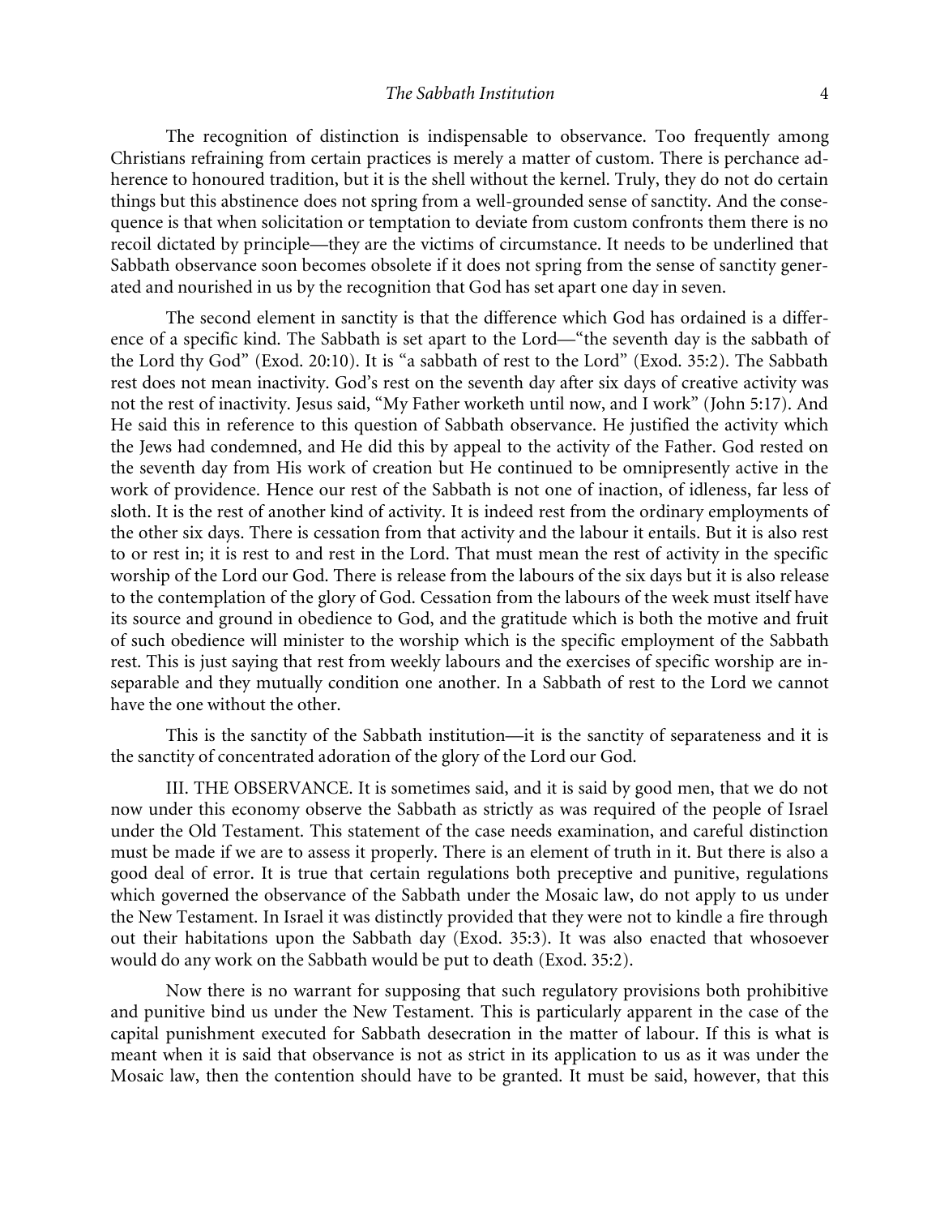The recognition of distinction is indispensable to observance. Too frequently among Christians refraining from certain practices is merely a matter of custom. There is perchance adherence to honoured tradition, but it is the shell without the kernel. Truly, they do not do certain things but this abstinence does not spring from a well-grounded sense of sanctity. And the consequence is that when solicitation or temptation to deviate from custom confronts them there is no recoil dictated by principle—they are the victims of circumstance. It needs to be underlined that Sabbath observance soon becomes obsolete if it does not spring from the sense of sanctity generated and nourished in us by the recognition that God has set apart one day in seven.

The second element in sanctity is that the difference which God has ordained is a difference of a specific kind. The Sabbath is set apart to the Lord—"the seventh day is the sabbath of the Lord thy God" (Exod. 20:10). It is "a sabbath of rest to the Lord" (Exod. 35:2). The Sabbath rest does not mean inactivity. God's rest on the seventh day after six days of creative activity was not the rest of inactivity. Jesus said, "My Father worketh until now, and I work" (John 5:17). And He said this in reference to this question of Sabbath observance. He justified the activity which the Jews had condemned, and He did this by appeal to the activity of the Father. God rested on the seventh day from His work of creation but He continued to be omnipresently active in the work of providence. Hence our rest of the Sabbath is not one of inaction, of idleness, far less of sloth. It is the rest of another kind of activity. It is indeed rest from the ordinary employments of the other six days. There is cessation from that activity and the labour it entails. But it is also rest to or rest in; it is rest to and rest in the Lord. That must mean the rest of activity in the specific worship of the Lord our God. There is release from the labours of the six days but it is also release to the contemplation of the glory of God. Cessation from the labours of the week must itself have its source and ground in obedience to God, and the gratitude which is both the motive and fruit of such obedience will minister to the worship which is the specific employment of the Sabbath rest. This is just saying that rest from weekly labours and the exercises of specific worship are inseparable and they mutually condition one another. In a Sabbath of rest to the Lord we cannot have the one without the other.

This is the sanctity of the Sabbath institution—it is the sanctity of separateness and it is the sanctity of concentrated adoration of the glory of the Lord our God.

III. THE OBSERVANCE. It is sometimes said, and it is said by good men, that we do not now under this economy observe the Sabbath as strictly as was required of the people of Israel under the Old Testament. This statement of the case needs examination, and careful distinction must be made if we are to assess it properly. There is an element of truth in it. But there is also a good deal of error. It is true that certain regulations both preceptive and punitive, regulations which governed the observance of the Sabbath under the Mosaic law, do not apply to us under the New Testament. In Israel it was distinctly provided that they were not to kindle a fire through out their habitations upon the Sabbath day (Exod. 35:3). It was also enacted that whosoever would do any work on the Sabbath would be put to death (Exod. 35:2).

Now there is no warrant for supposing that such regulatory provisions both prohibitive and punitive bind us under the New Testament. This is particularly apparent in the case of the capital punishment executed for Sabbath desecration in the matter of labour. If this is what is meant when it is said that observance is not as strict in its application to us as it was under the Mosaic law, then the contention should have to be granted. It must be said, however, that this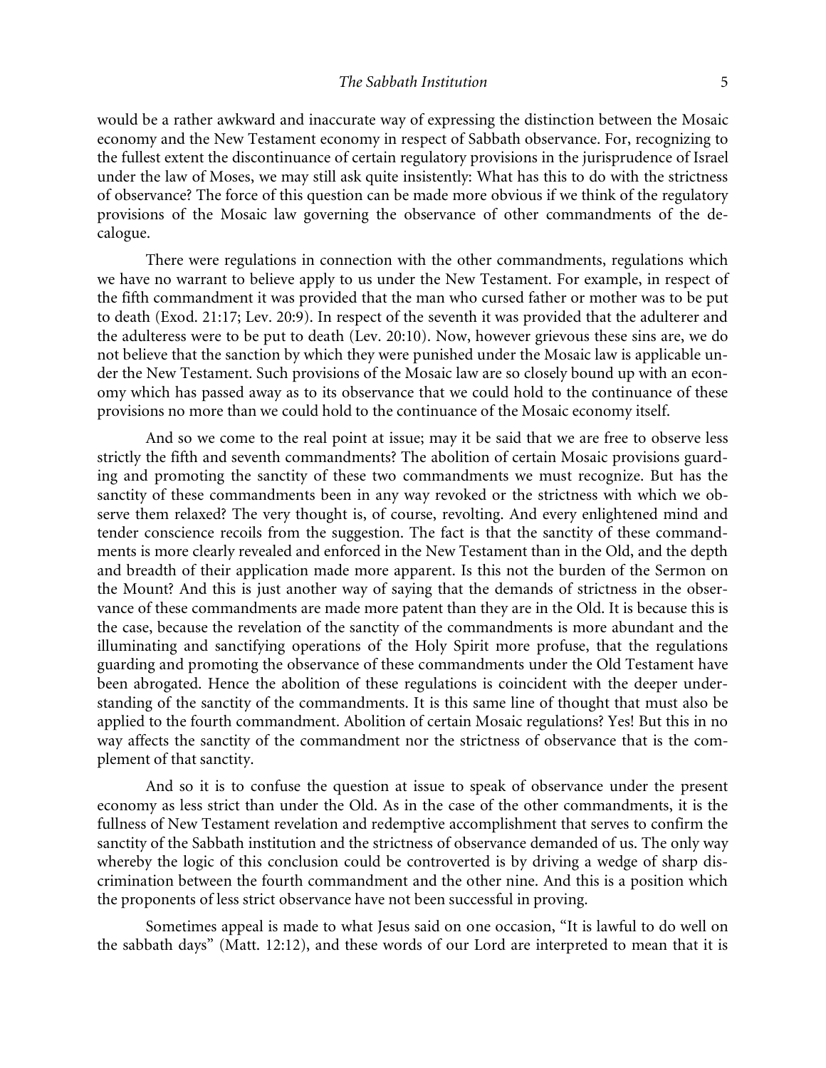would be a rather awkward and inaccurate way of expressing the distinction between the Mosaic economy and the New Testament economy in respect of Sabbath observance. For, recognizing to the fullest extent the discontinuance of certain regulatory provisions in the jurisprudence of Israel under the law of Moses, we may still ask quite insistently: What has this to do with the strictness of observance? The force of this question can be made more obvious if we think of the regulatory provisions of the Mosaic law governing the observance of other commandments of the decalogue.

There were regulations in connection with the other commandments, regulations which we have no warrant to believe apply to us under the New Testament. For example, in respect of the fifth commandment it was provided that the man who cursed father or mother was to be put to death (Exod. 21:17; Lev. 20:9). In respect of the seventh it was provided that the adulterer and the adulteress were to be put to death (Lev. 20:10). Now, however grievous these sins are, we do not believe that the sanction by which they were punished under the Mosaic law is applicable under the New Testament. Such provisions of the Mosaic law are so closely bound up with an economy which has passed away as to its observance that we could hold to the continuance of these provisions no more than we could hold to the continuance of the Mosaic economy itself.

And so we come to the real point at issue; may it be said that we are free to observe less strictly the fifth and seventh commandments? The abolition of certain Mosaic provisions guarding and promoting the sanctity of these two commandments we must recognize. But has the sanctity of these commandments been in any way revoked or the strictness with which we observe them relaxed? The very thought is, of course, revolting. And every enlightened mind and tender conscience recoils from the suggestion. The fact is that the sanctity of these commandments is more clearly revealed and enforced in the New Testament than in the Old, and the depth and breadth of their application made more apparent. Is this not the burden of the Sermon on the Mount? And this is just another way of saying that the demands of strictness in the observance of these commandments are made more patent than they are in the Old. It is because this is the case, because the revelation of the sanctity of the commandments is more abundant and the illuminating and sanctifying operations of the Holy Spirit more profuse, that the regulations guarding and promoting the observance of these commandments under the Old Testament have been abrogated. Hence the abolition of these regulations is coincident with the deeper understanding of the sanctity of the commandments. It is this same line of thought that must also be applied to the fourth commandment. Abolition of certain Mosaic regulations? Yes! But this in no way affects the sanctity of the commandment nor the strictness of observance that is the complement of that sanctity.

And so it is to confuse the question at issue to speak of observance under the present economy as less strict than under the Old. As in the case of the other commandments, it is the fullness of New Testament revelation and redemptive accomplishment that serves to confirm the sanctity of the Sabbath institution and the strictness of observance demanded of us. The only way whereby the logic of this conclusion could be controverted is by driving a wedge of sharp discrimination between the fourth commandment and the other nine. And this is a position which the proponents of less strict observance have not been successful in proving.

Sometimes appeal is made to what Jesus said on one occasion, "It is lawful to do well on the sabbath days" (Matt. 12:12), and these words of our Lord are interpreted to mean that it is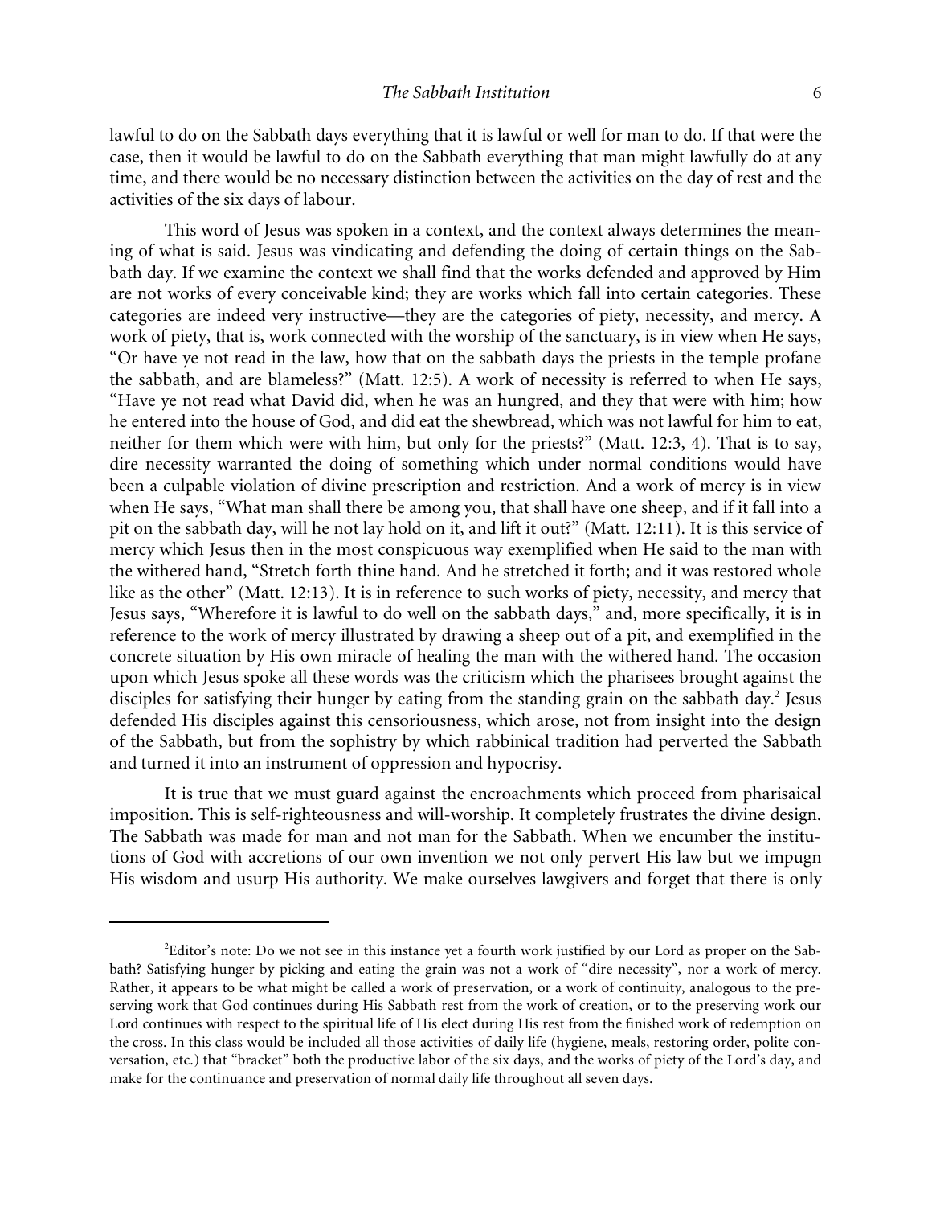lawful to do on the Sabbath days everything that it is lawful or well for man to do. If that were the case, then it would be lawful to do on the Sabbath everything that man might lawfully do at any time, and there would be no necessary distinction between the activities on the day of rest and the activities of the six days of labour.

This word of Jesus was spoken in a context, and the context always determines the meaning of what is said. Jesus was vindicating and defending the doing of certain things on the Sabbath day. If we examine the context we shall find that the works defended and approved by Him are not works of every conceivable kind; they are works which fall into certain categories. These categories are indeed very instructive—they are the categories of piety, necessity, and mercy. A work of piety, that is, work connected with the worship of the sanctuary, is in view when He says, "Or have ye not read in the law, how that on the sabbath days the priests in the temple profane the sabbath, and are blameless?" (Matt. 12:5). A work of necessity is referred to when He says, "Have ye not read what David did, when he was an hungred, and they that were with him; how he entered into the house of God, and did eat the shewbread, which was not lawful for him to eat, neither for them which were with him, but only for the priests?" (Matt. 12:3, 4). That is to say, dire necessity warranted the doing of something which under normal conditions would have been a culpable violation of divine prescription and restriction. And a work of mercy is in view when He says, "What man shall there be among you, that shall have one sheep, and if it fall into a pit on the sabbath day, will he not lay hold on it, and lift it out?" (Matt. 12:11). It is this service of mercy which Jesus then in the most conspicuous way exemplified when He said to the man with the withered hand, "Stretch forth thine hand. And he stretched it forth; and it was restored whole like as the other" (Matt. 12:13). It is in reference to such works of piety, necessity, and mercy that Jesus says, "Wherefore it is lawful to do well on the sabbath days," and, more specifically, it is in reference to the work of mercy illustrated by drawing a sheep out of a pit, and exemplified in the concrete situation by His own miracle of healing the man with the withered hand. The occasion upon which Jesus spoke all these words was the criticism which the pharisees brought against the disciples for satisfying their hunger by eating from the standing grain on the sabbath day.[2] Jesus defended His disciples against this censoriousness, which arose, not from insight into the design of the Sabbath, but from the sophistry by which rabbinical tradition had perverted the Sabbath and turned it into an instrument of oppression and hypocrisy.

It is true that we must guard against the encroachments which proceed from pharisaical imposition. This is self-righteousness and will-worship. It completely frustrates the divine design. The Sabbath was made for man and not man for the Sabbath. When we encumber the institutions of God with accretions of our own invention we not only pervert His law but we impugn His wisdom and usurp His authority. We make ourselves lawgivers and forget that there is only

---

[2]Editor's note: Do we not see in this instance yet a fourth work justified by our Lord as proper on the Sabbath? Satisfying hunger by picking and eating the grain was not a work of "dire necessity", nor a work of mercy. Rather, it appears to be what might be called a work of preservation, or a work of continuity, analogous to the preserving work that God continues during His Sabbath rest from the work of creation, or to the preserving work our Lord continues with respect to the spiritual life of His elect during His rest from the finished work of redemption on the cross. In this class would be included all those activities of daily life (hygiene, meals, restoring order, polite conversation, etc.) that "bracket" both the productive labor of the six days, and the works of piety of the Lord's day, and make for the continuance and preservation of normal daily life throughout all seven days.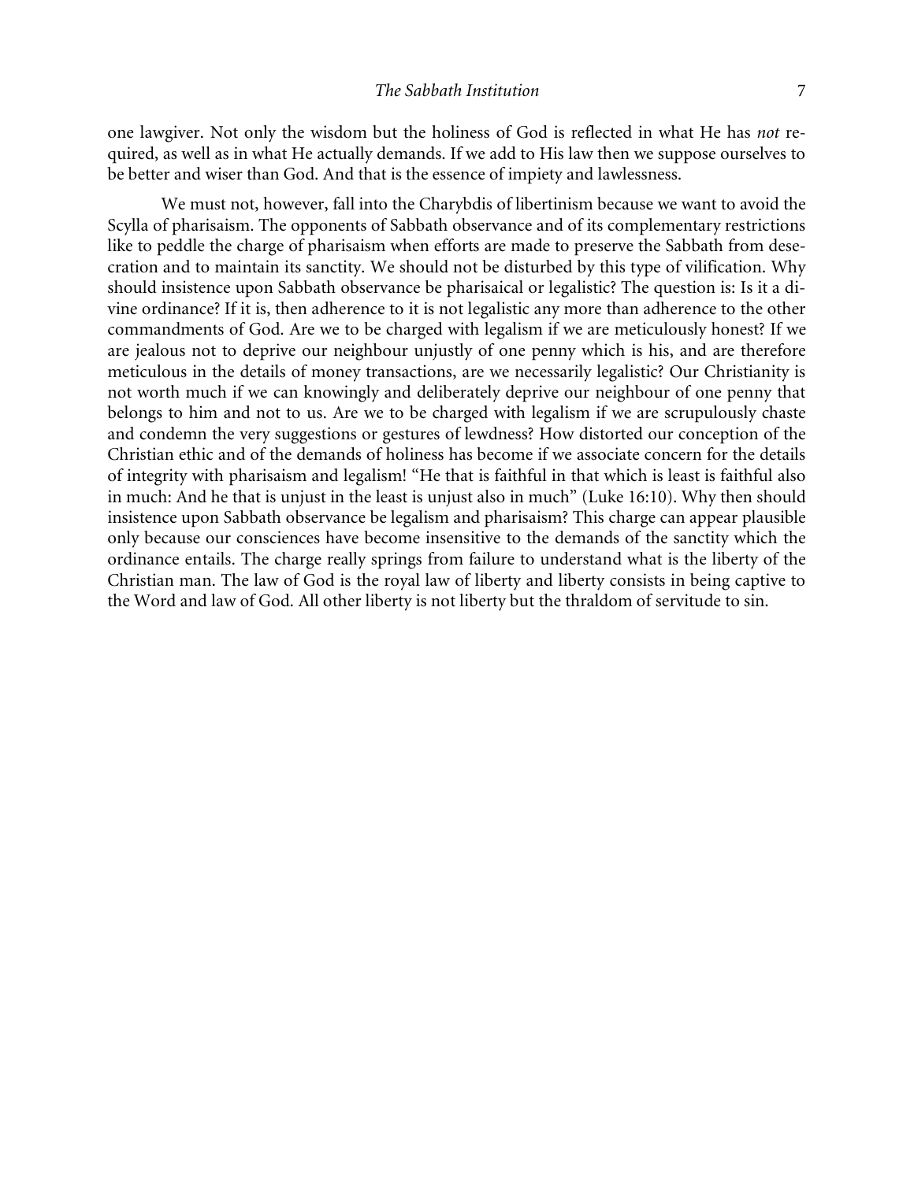one lawgiver. Not only the wisdom but the holiness of God is reflected in what He has *not* required, as well as in what He actually demands. If we add to His law then we suppose ourselves to be better and wiser than God. And that is the essence of impiety and lawlessness.

We must not, however, fall into the Charybdis of libertinism because we want to avoid the Scylla of pharisaism. The opponents of Sabbath observance and of its complementary restrictions like to peddle the charge of pharisaism when efforts are made to preserve the Sabbath from desecration and to maintain its sanctity. We should not be disturbed by this type of vilification. Why should insistence upon Sabbath observance be pharisaical or legalistic? The question is: Is it a divine ordinance? If it is, then adherence to it is not legalistic any more than adherence to the other commandments of God. Are we to be charged with legalism if we are meticulously honest? If we are jealous not to deprive our neighbour unjustly of one penny which is his, and are therefore meticulous in the details of money transactions, are we necessarily legalistic? Our Christianity is not worth much if we can knowingly and deliberately deprive our neighbour of one penny that belongs to him and not to us. Are we to be charged with legalism if we are scrupulously chaste and condemn the very suggestions or gestures of lewdness? How distorted our conception of the Christian ethic and of the demands of holiness has become if we associate concern for the details of integrity with pharisaism and legalism! "He that is faithful in that which is least is faithful also in much: And he that is unjust in the least is unjust also in much" (Luke 16:10). Why then should insistence upon Sabbath observance be legalism and pharisaism? This charge can appear plausible only because our consciences have become insensitive to the demands of the sanctity which the ordinance entails. The charge really springs from failure to understand what is the liberty of the Christian man. The law of God is the royal law of liberty and liberty consists in being captive to the Word and law of God. All other liberty is not liberty but the thraldom of servitude to sin.